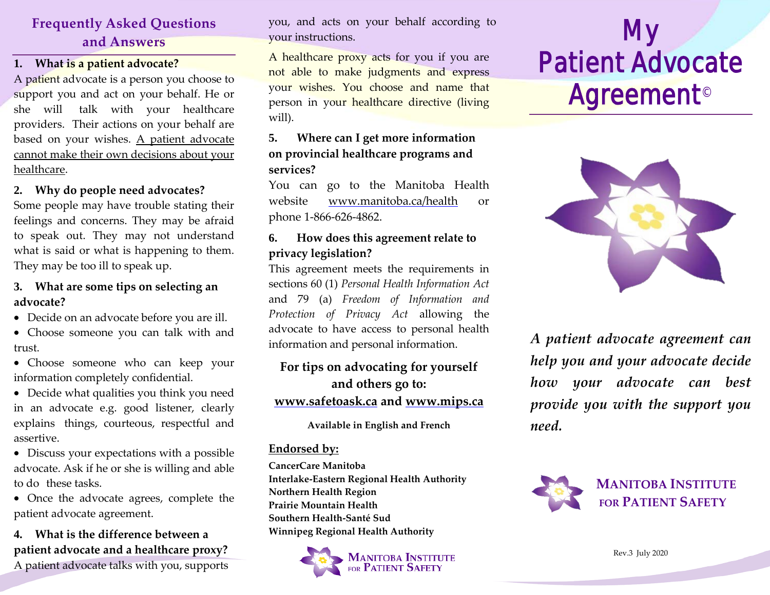## Frequently Asked Questions and Answers

**1. What is a patient advocate?**

A patient advocate is a person you choose to support you and act on your behalf. He or she will talk with your healthcare providers. Their actions on your behalf are based on your wishes. A patient advocate cannot make their own decisions about your healthcare.

**2. Why do people need advocates?**

Some people may have trouble stating their feelings and concerns. They may be afraid to speak out. They may not understand what is said or what is happening to them. They may be too ill to speak up.

**3. What are some tips on selecting an advocate?**

- Decide on an advocate before you are ill.
- Choose someone you can talk with and trust.
- Choose someone who can keep your information completely confidential.
- Decide what qualities you think you need in an advocate e.g. good listener, clearly explains things, courteous, respectful and assertive.
- Discuss your expectations with a possible advocate. Ask if he or she is willing and able to do these tasks.
- Once the advocate agrees, complete the patient advocate agreement.

**4. What is the difference between a patient advocate and a healthcare proxy?**

A patient advocate talks with you, supports you, and acts on your behalf according to your instructions.

A healthcare proxy acts for you if you are not able to make judgments and express your wishes. You choose and name that person in your healthcare directive (living will).

**5. Where can I get more information on provincial healthcare programs and services?**

You can go to the Manitoba Health website www.manitoba.ca/health or phone 1-866-626-4862.

**6. How does this agreement relate to privacy legislation?**

This agreement meets the requirements in sections 60 (1) *Personal Health Information Act* and 79 (a) *Freedom of Information and Protection of Privacy Act* allowing the advocate to have access to personal health information and personal information.

**For tips on advocating for yourself and others go to: www.safetoask.ca and www.mips.ca**

**Available in English and French**

**Endorsed by:**

**CancerCare Manitoba**
**Interlake-Eastern Regional Health Authority**
**Northern Health Region**
**Prairie Mountain Health**
**Southern Health-Santé Sud**
**Winnipeg Regional Health Authority**

Manitoba Institute for Patient Safety

# My Patient Advocate Agreement©

*A patient advocate agreement can help you and your advocate decide how your advocate can best provide you with the support you need.*

Manitoba Institute for Patient Safety

Rev.3 July 2020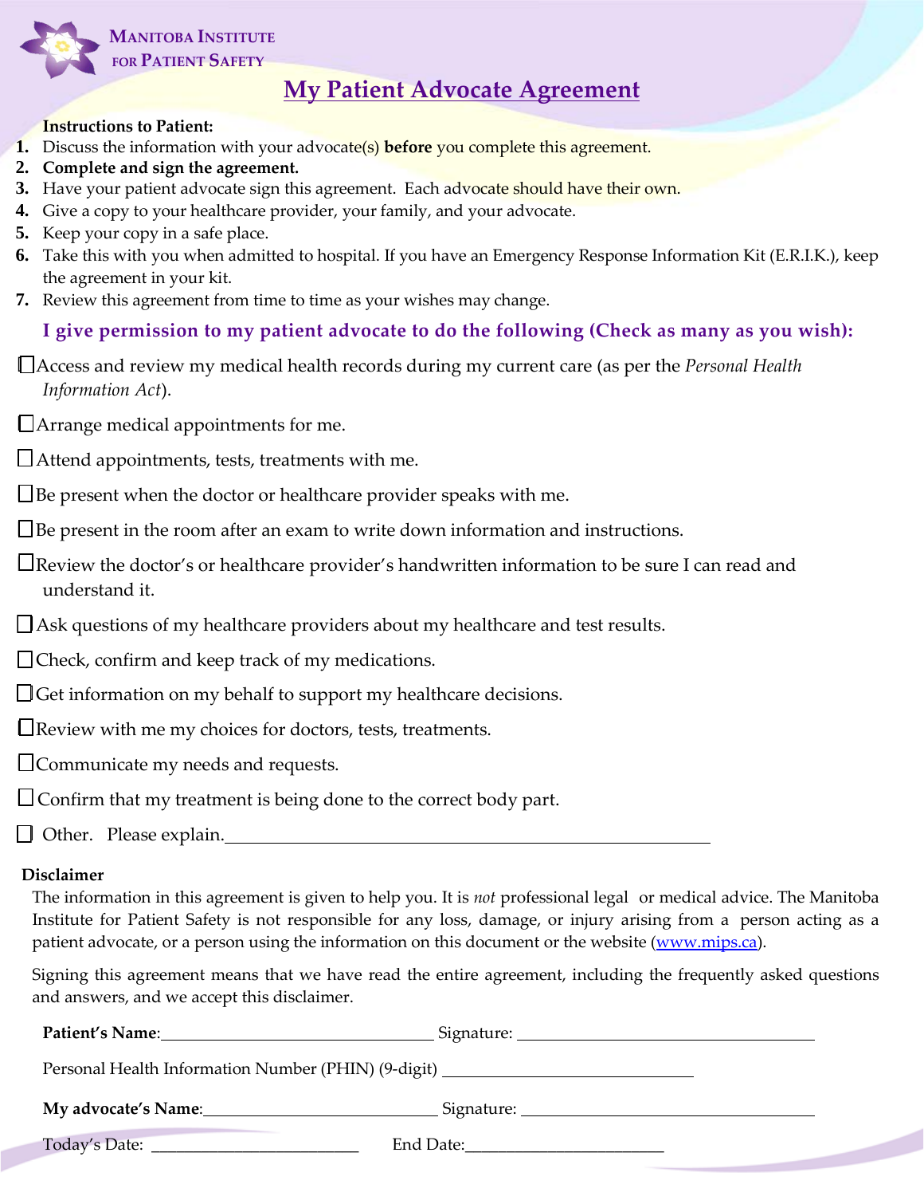MANITOBA INSTITUTE FOR PATIENT SAFETY

# My Patient Advocate Agreement

**Instructions to Patient:**

1. Discuss the information with your advocate(s) **before** you complete this agreement.
2. **Complete and sign the agreement.**
3. Have your patient advocate sign this agreement. Each advocate should have their own.
4. Give a copy to your healthcare provider, your family, and your advocate.
5. Keep your copy in a safe place.
6. Take this with you when admitted to hospital. If you have an Emergency Response Information Kit (E.R.I.K.), keep the agreement in your kit.
7. Review this agreement from time to time as your wishes may change.

## I give permission to my patient advocate to do the following (Check as many as you wish):

- ☐ Access and review my medical health records during my current care (as per the *Personal Health Information Act*).
- ☐ Arrange medical appointments for me.
- ☐ Attend appointments, tests, treatments with me.
- ☐ Be present when the doctor or healthcare provider speaks with me.
- ☐ Be present in the room after an exam to write down information and instructions.
- ☐ Review the doctor's or healthcare provider's handwritten information to be sure I can read and understand it.
- ☐ Ask questions of my healthcare providers about my healthcare and test results.
- ☐ Check, confirm and keep track of my medications.
- ☐ Get information on my behalf to support my healthcare decisions.
- ☐ Review with me my choices for doctors, tests, treatments.
- ☐ Communicate my needs and requests.
- ☐ Confirm that my treatment is being done to the correct body part.
- ☐ Other. Please explain.______________________________________________________

**Disclaimer**

The information in this agreement is given to help you. It is *not* professional legal or medical advice. The Manitoba Institute for Patient Safety is not responsible for any loss, damage, or injury arising from a person acting as a patient advocate, or a person using the information on this document or the website (www.mips.ca).

Signing this agreement means that we have read the entire agreement, including the frequently asked questions and answers, and we accept this disclaimer.

**Patient's Name**:________________________________ Signature: ___________________________________

Personal Health Information Number (PHIN) (9-digit) ______________________________

**My advocate's Name**:___________________________ Signature: ___________________________________

Today's Date: _________________________ End Date:_______________________